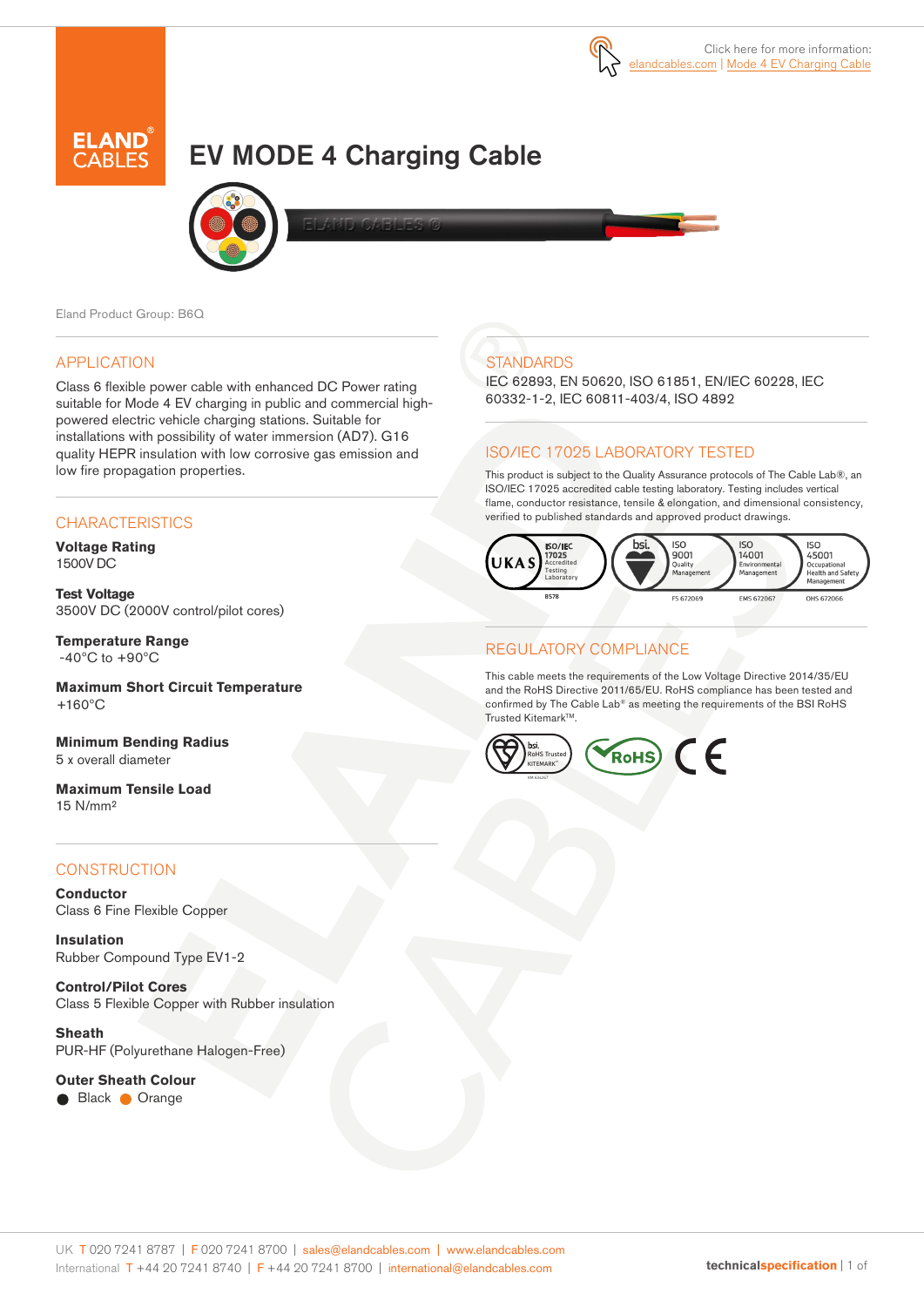Click here for more information: elandcables.com | Mode 4 EV Charging Cable

# EV MODE 4 Charging Cable

Eland Product Group: B6Q

## APPLICATION

Class 6 flexible power cable with enhanced DC Power rating suitable for Mode 4 EV charging in public and commercial high-powered electric vehicle charging stations. Suitable for installations with possibility of water immersion (AD7). G16 quality HEPR insulation with low corrosive gas emission and low fire propagation properties.

## CHARACTERISTICS

**Voltage Rating**
1500V DC

**Test Voltage**
3500V DC (2000V control/pilot cores)

**Temperature Range**
-40°C to +90°C

**Maximum Short Circuit Temperature**
+160°C

**Minimum Bending Radius**
5 x overall diameter

**Maximum Tensile Load**
15 N/mm²

## CONSTRUCTION

**Conductor**
Class 6 Fine Flexible Copper

**Insulation**
Rubber Compound Type EV1-2

**Control/Pilot Cores**
Class 5 Flexible Copper with Rubber insulation

**Sheath**
PUR-HF (Polyurethane Halogen-Free)

**Outer Sheath Colour**
● Black ● Orange

## STANDARDS

IEC 62893, EN 50620, ISO 61851, EN/IEC 60228, IEC 60332-1-2, IEC 60811-403/4, ISO 4892

## ISO/IEC 17025 LABORATORY TESTED

This product is subject to the Quality Assurance protocols of The Cable Lab®, an ISO/IEC 17025 accredited cable testing laboratory. Testing includes vertical flame, conductor resistance, tensile & elongation, and dimensional consistency, verified to published standards and approved product drawings.

UKAS ISO/IEC 17025 Accredited Testing Laboratory 8578 | bsi. ISO 9001 Quality Management FS 672069 | ISO 14001 Environmental Management EMS 672067 | ISO 45001 Occupational Health and Safety Management OHS 672066

## REGULATORY COMPLIANCE

This cable meets the requirements of the Low Voltage Directive 2014/35/EU and the RoHS Directive 2011/65/EU. RoHS compliance has been tested and confirmed by The Cable Lab® as meeting the requirements of the BSI RoHS Trusted Kitemark™.

bsi. RoHS Trusted KITEMARK™ | RoHS | CE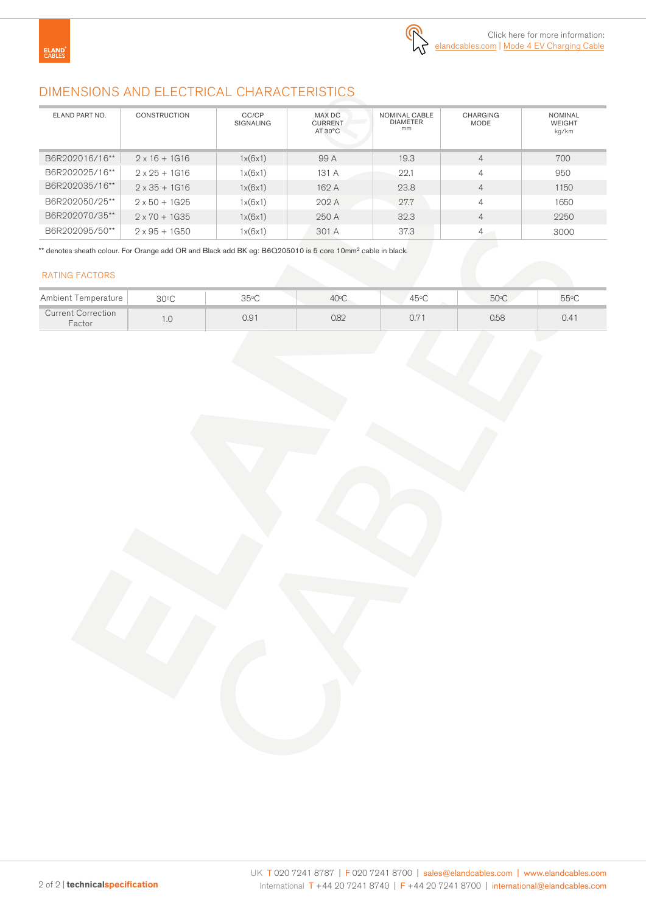Click here for more information: elandcables.com | Mode 4 EV Charging Cable

## DIMENSIONS AND ELECTRICAL CHARACTERISTICS

| ELAND PART NO. | CONSTRUCTION | CC/CP SIGNALING | MAX DC CURRENT AT 30°C | NOMINAL CABLE DIAMETER mm | CHARGING MODE | NOMINAL WEIGHT kg/km |
|---|---|---|---|---|---|---|
| B6R202016/16** | 2 x 16 + 1G16 | 1x(6x1) | 99 A | 19.3 | 4 | 700 |
| B6R202025/16** | 2 x 25 + 1G16 | 1x(6x1) | 131 A | 22.1 | 4 | 950 |
| B6R202035/16** | 2 x 35 + 1G16 | 1x(6x1) | 162 A | 23.8 | 4 | 1150 |
| B6R202050/25** | 2 x 50 + 1G25 | 1x(6x1) | 202 A | 27.7 | 4 | 1650 |
| B6R202070/35** | 2 x 70 + 1G35 | 1x(6x1) | 250 A | 32.3 | 4 | 2250 |
| B6R202095/50** | 2 x 95 + 1G50 | 1x(6x1) | 301 A | 37.3 | 4 | 3000 |

** denotes sheath colour. For Orange add OR and Black add BK eg: B6Q205010 is 5 core 10mm² cable in black.

### RATING FACTORS

| Ambient Temperature | 30°C | 35°C | 40°C | 45°C | 50°C | 55°C |
|---|---|---|---|---|---|---|
| Current Correction Factor | 1.0 | 0.91 | 0.82 | 0.71 | 0.58 | 0.41 |

UK T 020 7241 8787 | F 020 7241 8700 | sales@elandcables.com | www.elandcables.com
International T +44 20 7241 8740 | F +44 20 7241 8700 | international@elandcables.com